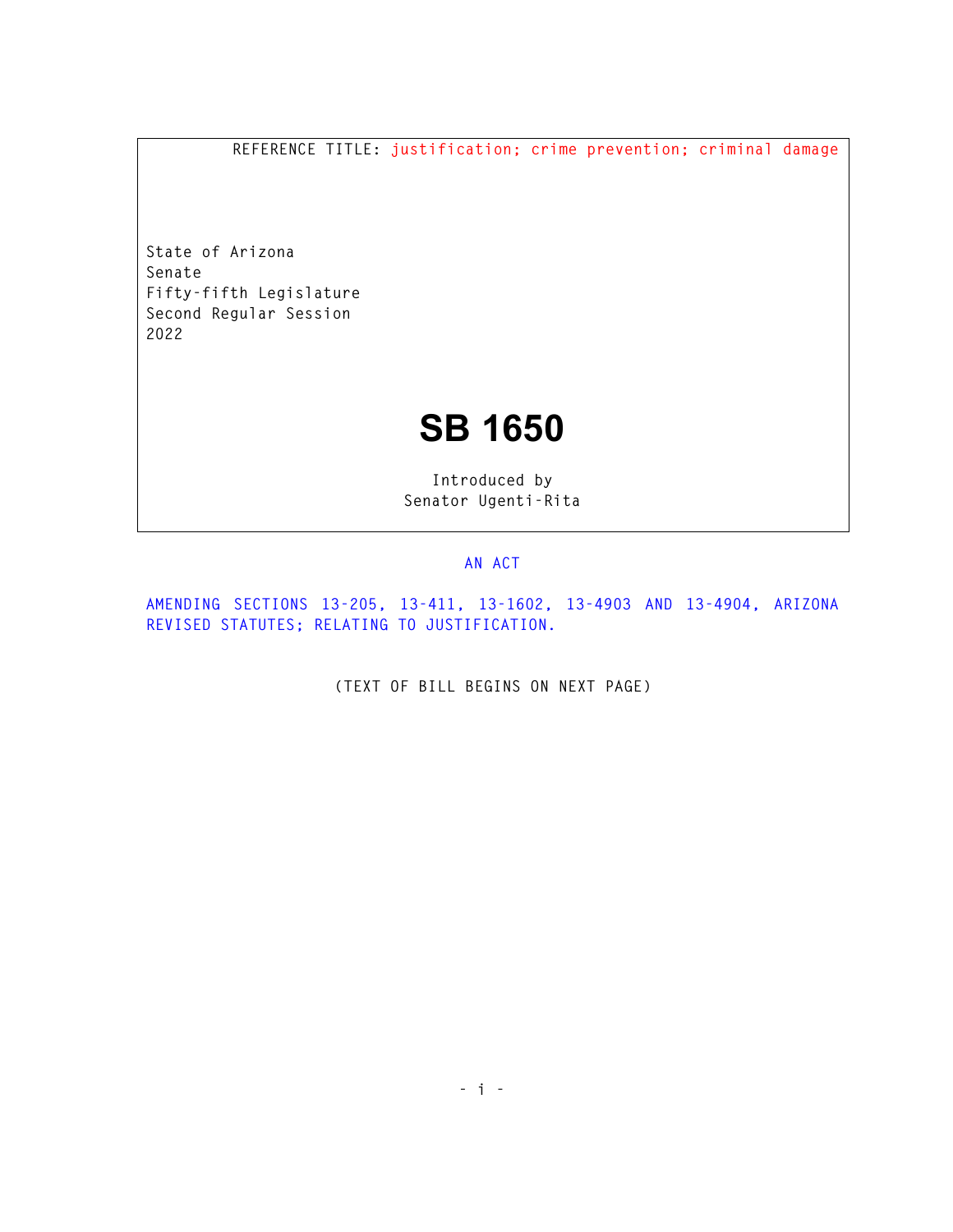REFERENCE TITLE: justification; crime prevention; criminal damage

State of Arizona
Senate
Fifty-fifth Legislature
Second Regular Session
2022

# SB 1650

Introduced by
Senator Ugenti-Rita

AN ACT

AMENDING SECTIONS 13-205, 13-411, 13-1602, 13-4903 AND 13-4904, ARIZONA REVISED STATUTES; RELATING TO JUSTIFICATION.

(TEXT OF BILL BEGINS ON NEXT PAGE)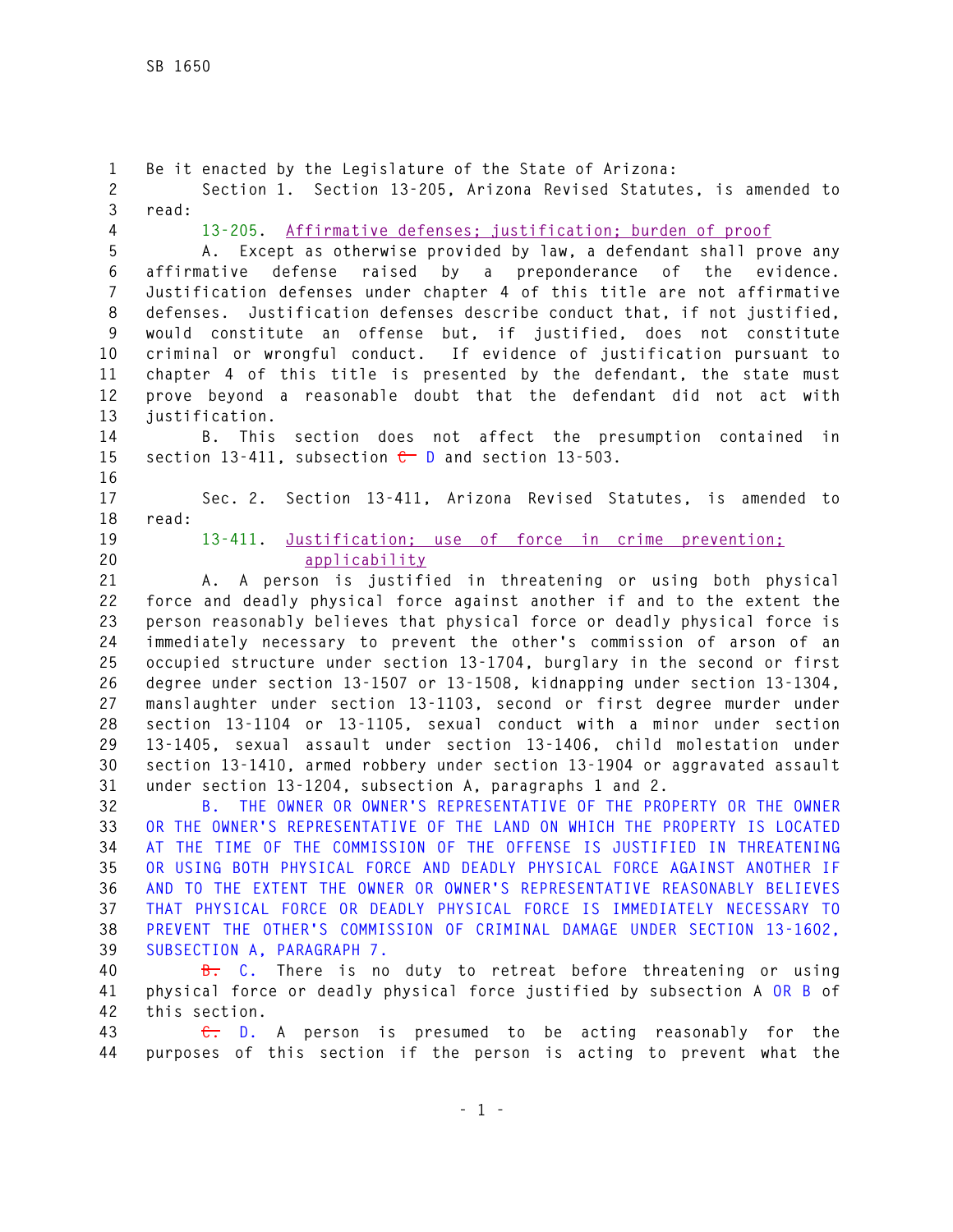Be it enacted by the Legislature of the State of Arizona:

Section 1. Section 13-205, Arizona Revised Statutes, is amended to read:

13-205. Affirmative defenses; justification; burden of proof

A. Except as otherwise provided by law, a defendant shall prove any affirmative defense raised by a preponderance of the evidence. Justification defenses under chapter 4 of this title are not affirmative defenses. Justification defenses describe conduct that, if not justified, would constitute an offense but, if justified, does not constitute criminal or wrongful conduct. If evidence of justification pursuant to chapter 4 of this title is presented by the defendant, the state must prove beyond a reasonable doubt that the defendant did not act with justification.

B. This section does not affect the presumption contained in section 13-411, subsection ~~C~~ D and section 13-503.

Sec. 2. Section 13-411, Arizona Revised Statutes, is amended to read:

13-411. Justification; use of force in crime prevention; applicability

A. A person is justified in threatening or using both physical force and deadly physical force against another if and to the extent the person reasonably believes that physical force or deadly physical force is immediately necessary to prevent the other's commission of arson of an occupied structure under section 13-1704, burglary in the second or first degree under section 13-1507 or 13-1508, kidnapping under section 13-1304, manslaughter under section 13-1103, second or first degree murder under section 13-1104 or 13-1105, sexual conduct with a minor under section 13-1405, sexual assault under section 13-1406, child molestation under section 13-1410, armed robbery under section 13-1904 or aggravated assault under section 13-1204, subsection A, paragraphs 1 and 2.

B. THE OWNER OR OWNER'S REPRESENTATIVE OF THE PROPERTY OR THE OWNER OR THE OWNER'S REPRESENTATIVE OF THE LAND ON WHICH THE PROPERTY IS LOCATED AT THE TIME OF THE COMMISSION OF THE OFFENSE IS JUSTIFIED IN THREATENING OR USING BOTH PHYSICAL FORCE AND DEADLY PHYSICAL FORCE AGAINST ANOTHER IF AND TO THE EXTENT THE OWNER OR OWNER'S REPRESENTATIVE REASONABLY BELIEVES THAT PHYSICAL FORCE OR DEADLY PHYSICAL FORCE IS IMMEDIATELY NECESSARY TO PREVENT THE OTHER'S COMMISSION OF CRIMINAL DAMAGE UNDER SECTION 13-1602, SUBSECTION A, PARAGRAPH 7.

~~B.~~ C. There is no duty to retreat before threatening or using physical force or deadly physical force justified by subsection A OR B of this section.

~~C.~~ D. A person is presumed to be acting reasonably for the purposes of this section if the person is acting to prevent what the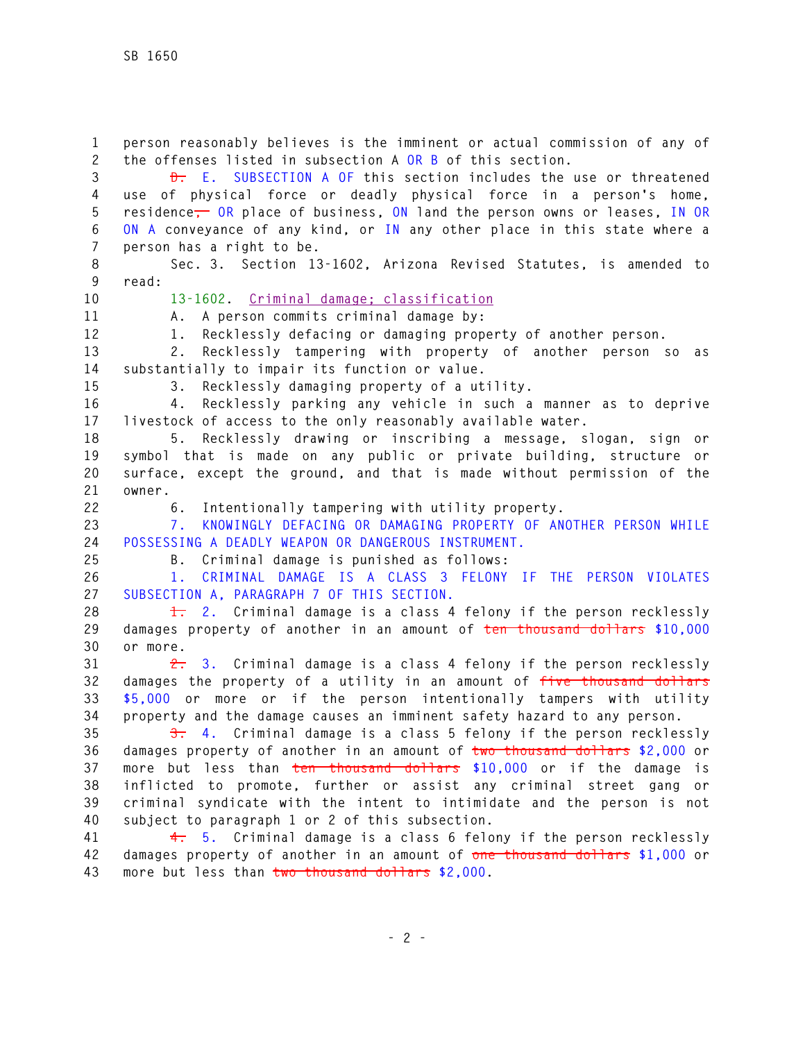person reasonably believes is the imminent or actual commission of any of the offenses listed in subsection A OR B of this section.

~~D.~~ E. SUBSECTION A OF this section includes the use or threatened use of physical force or deadly physical force in a person's home, residence~~,~~ OR place of business, ON land the person owns or leases, IN OR ON A conveyance of any kind, or IN any other place in this state where a person has a right to be.

Sec. 3. Section 13-1602, Arizona Revised Statutes, is amended to read:

13-1602. Criminal damage; classification

A. A person commits criminal damage by:

1. Recklessly defacing or damaging property of another person.

2. Recklessly tampering with property of another person so as substantially to impair its function or value.

3. Recklessly damaging property of a utility.

4. Recklessly parking any vehicle in such a manner as to deprive livestock of access to the only reasonably available water.

5. Recklessly drawing or inscribing a message, slogan, sign or symbol that is made on any public or private building, structure or surface, except the ground, and that is made without permission of the owner.

6. Intentionally tampering with utility property.

7. KNOWINGLY DEFACING OR DAMAGING PROPERTY OF ANOTHER PERSON WHILE POSSESSING A DEADLY WEAPON OR DANGEROUS INSTRUMENT.

B. Criminal damage is punished as follows:

1. CRIMINAL DAMAGE IS A CLASS 3 FELONY IF THE PERSON VIOLATES SUBSECTION A, PARAGRAPH 7 OF THIS SECTION.

~~1.~~ 2. Criminal damage is a class 4 felony if the person recklessly damages property of another in an amount of ~~ten thousand dollars~~ $10,000 or more.

~~2.~~ 3. Criminal damage is a class 4 felony if the person recklessly damages the property of a utility in an amount of ~~five thousand dollars~~ $5,000 or more or if the person intentionally tampers with utility property and the damage causes an imminent safety hazard to any person.

~~3.~~ 4. Criminal damage is a class 5 felony if the person recklessly damages property of another in an amount of ~~two thousand dollars~~ $2,000 or more but less than ~~ten thousand dollars~~ $10,000 or if the damage is inflicted to promote, further or assist any criminal street gang or criminal syndicate with the intent to intimidate and the person is not subject to paragraph 1 or 2 of this subsection.

~~4.~~ 5. Criminal damage is a class 6 felony if the person recklessly damages property of another in an amount of ~~one thousand dollars~~ $1,000 or more but less than ~~two thousand dollars~~ $2,000.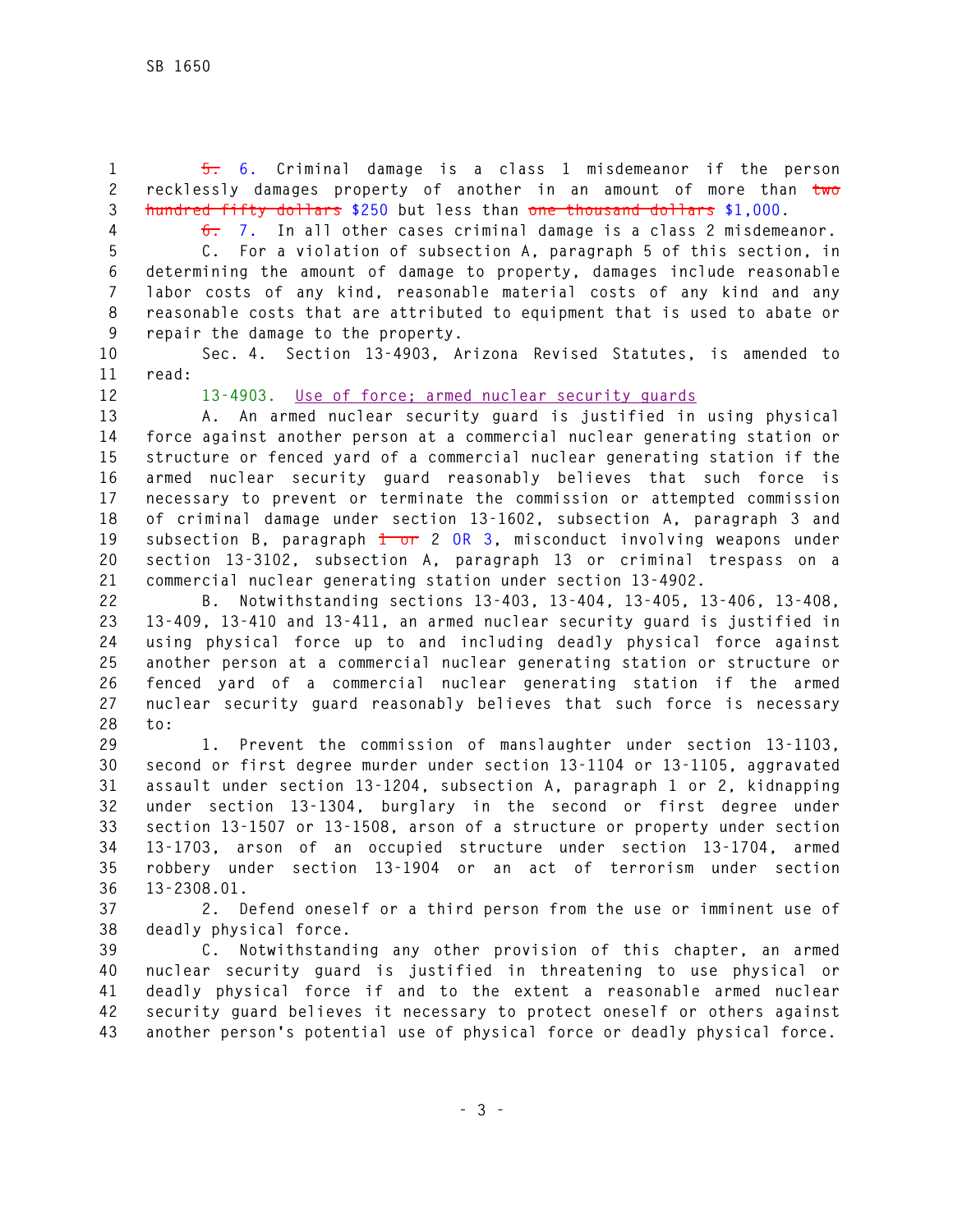~~5.~~ 6. Criminal damage is a class 1 misdemeanor if the person recklessly damages property of another in an amount of more than ~~two hundred fifty dollars~~ $250 but less than ~~one thousand dollars~~ $1,000.

~~6.~~ 7. In all other cases criminal damage is a class 2 misdemeanor.

C. For a violation of subsection A, paragraph 5 of this section, in determining the amount of damage to property, damages include reasonable labor costs of any kind, reasonable material costs of any kind and any reasonable costs that are attributed to equipment that is used to abate or repair the damage to the property.

Sec. 4. Section 13-4903, Arizona Revised Statutes, is amended to read:

13-4903. Use of force; armed nuclear security guards

A. An armed nuclear security guard is justified in using physical force against another person at a commercial nuclear generating station or structure or fenced yard of a commercial nuclear generating station if the armed nuclear security guard reasonably believes that such force is necessary to prevent or terminate the commission or attempted commission of criminal damage under section 13-1602, subsection A, paragraph 3 and subsection B, paragraph ~~1 or~~ 2 OR 3, misconduct involving weapons under section 13-3102, subsection A, paragraph 13 or criminal trespass on a commercial nuclear generating station under section 13-4902.

B. Notwithstanding sections 13-403, 13-404, 13-405, 13-406, 13-408, 13-409, 13-410 and 13-411, an armed nuclear security guard is justified in using physical force up to and including deadly physical force against another person at a commercial nuclear generating station or structure or fenced yard of a commercial nuclear generating station if the armed nuclear security guard reasonably believes that such force is necessary to:

1. Prevent the commission of manslaughter under section 13-1103, second or first degree murder under section 13-1104 or 13-1105, aggravated assault under section 13-1204, subsection A, paragraph 1 or 2, kidnapping under section 13-1304, burglary in the second or first degree under section 13-1507 or 13-1508, arson of a structure or property under section 13-1703, arson of an occupied structure under section 13-1704, armed robbery under section 13-1904 or an act of terrorism under section 13-2308.01.

2. Defend oneself or a third person from the use or imminent use of deadly physical force.

C. Notwithstanding any other provision of this chapter, an armed nuclear security guard is justified in threatening to use physical or deadly physical force if and to the extent a reasonable armed nuclear security guard believes it necessary to protect oneself or others against another person's potential use of physical force or deadly physical force.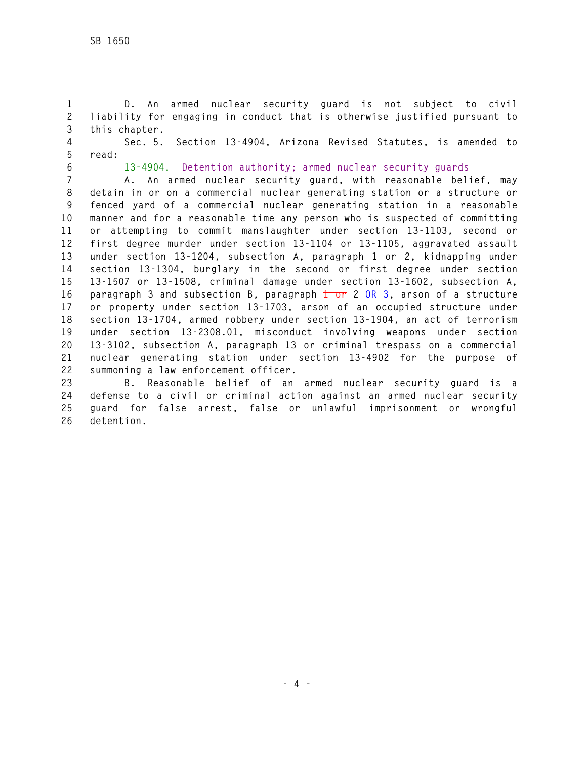D. An armed nuclear security guard is not subject to civil liability for engaging in conduct that is otherwise justified pursuant to this chapter.

Sec. 5. Section 13-4904, Arizona Revised Statutes, is amended to read:

13-4904. Detention authority; armed nuclear security guards

A. An armed nuclear security guard, with reasonable belief, may detain in or on a commercial nuclear generating station or a structure or fenced yard of a commercial nuclear generating station in a reasonable manner and for a reasonable time any person who is suspected of committing or attempting to commit manslaughter under section 13-1103, second or first degree murder under section 13-1104 or 13-1105, aggravated assault under section 13-1204, subsection A, paragraph 1 or 2, kidnapping under section 13-1304, burglary in the second or first degree under section 13-1507 or 13-1508, criminal damage under section 13-1602, subsection A, paragraph 3 and subsection B, paragraph ~~1 or~~ 2 OR 3, arson of a structure or property under section 13-1703, arson of an occupied structure under section 13-1704, armed robbery under section 13-1904, an act of terrorism under section 13-2308.01, misconduct involving weapons under section 13-3102, subsection A, paragraph 13 or criminal trespass on a commercial nuclear generating station under section 13-4902 for the purpose of summoning a law enforcement officer.

B. Reasonable belief of an armed nuclear security guard is a defense to a civil or criminal action against an armed nuclear security guard for false arrest, false or unlawful imprisonment or wrongful detention.